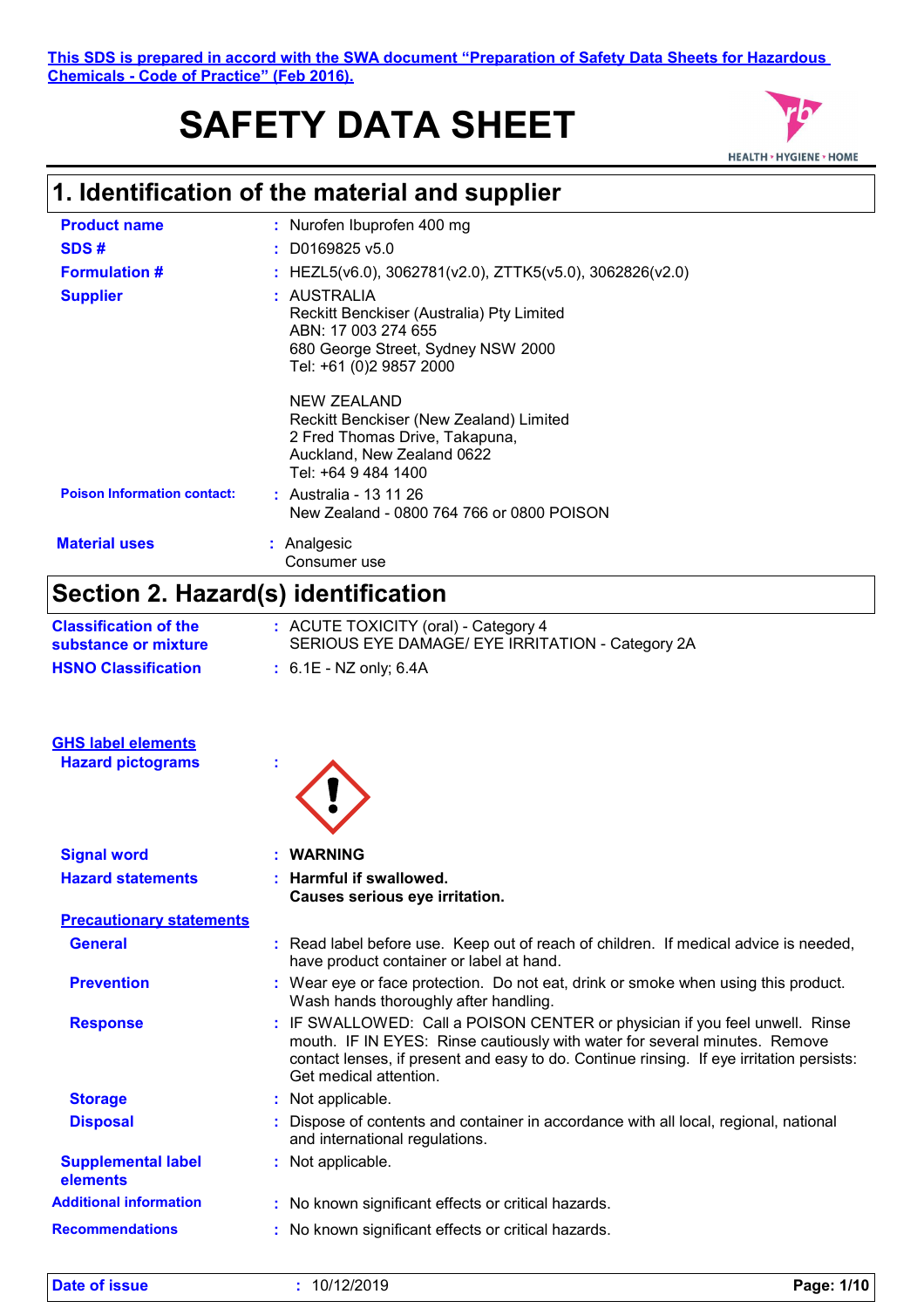This SDS is prepared in accord with the SWA document "Preparation of Safety Data Sheets for Hazardous Chemicals - Code of Practice" (Feb 2016).

# SAFETY DATA SHEET

## 1. Identification of the material and supplier

**Product name** : Nurofen Ibuprofen 400 mg

**SDS #** : D0169825 v5.0

**Formulation #** : HEZL5(v6.0), 3062781(v2.0), ZTTK5(v5.0), 3062826(v2.0)

**Supplier** : AUSTRALIA
Reckitt Benckiser (Australia) Pty Limited
ABN: 17 003 274 655
680 George Street, Sydney NSW 2000
Tel: +61 (0)2 9857 2000

NEW ZEALAND
Reckitt Benckiser (New Zealand) Limited
2 Fred Thomas Drive, Takapuna,
Auckland, New Zealand 0622
Tel: +64 9 484 1400

**Poison Information contact:** : Australia - 13 11 26
New Zealand - 0800 764 766 or 0800 POISON

**Material uses** : Analgesic
Consumer use

## Section 2. Hazard(s) identification

**Classification of the substance or mixture** : ACUTE TOXICITY (oral) - Category 4
SERIOUS EYE DAMAGE/ EYE IRRITATION - Category 2A

**HSNO Classification** : 6.1E - NZ only; 6.4A

**GHS label elements**

**Hazard pictograms** :

**Signal word** : **WARNING**

**Hazard statements** : **Harmful if swallowed.**
**Causes serious eye irritation.**

**Precautionary statements**

**General** : Read label before use. Keep out of reach of children. If medical advice is needed, have product container or label at hand.

**Prevention** : Wear eye or face protection. Do not eat, drink or smoke when using this product. Wash hands thoroughly after handling.

**Response** : IF SWALLOWED: Call a POISON CENTER or physician if you feel unwell. Rinse mouth. IF IN EYES: Rinse cautiously with water for several minutes. Remove contact lenses, if present and easy to do. Continue rinsing. If eye irritation persists: Get medical attention.

**Storage** : Not applicable.

**Disposal** : Dispose of contents and container in accordance with all local, regional, national and international regulations.

**Supplemental label elements** : Not applicable.

**Additional information** : No known significant effects or critical hazards.

**Recommendations** : No known significant effects or critical hazards.

**Date of issue** : 10/12/2019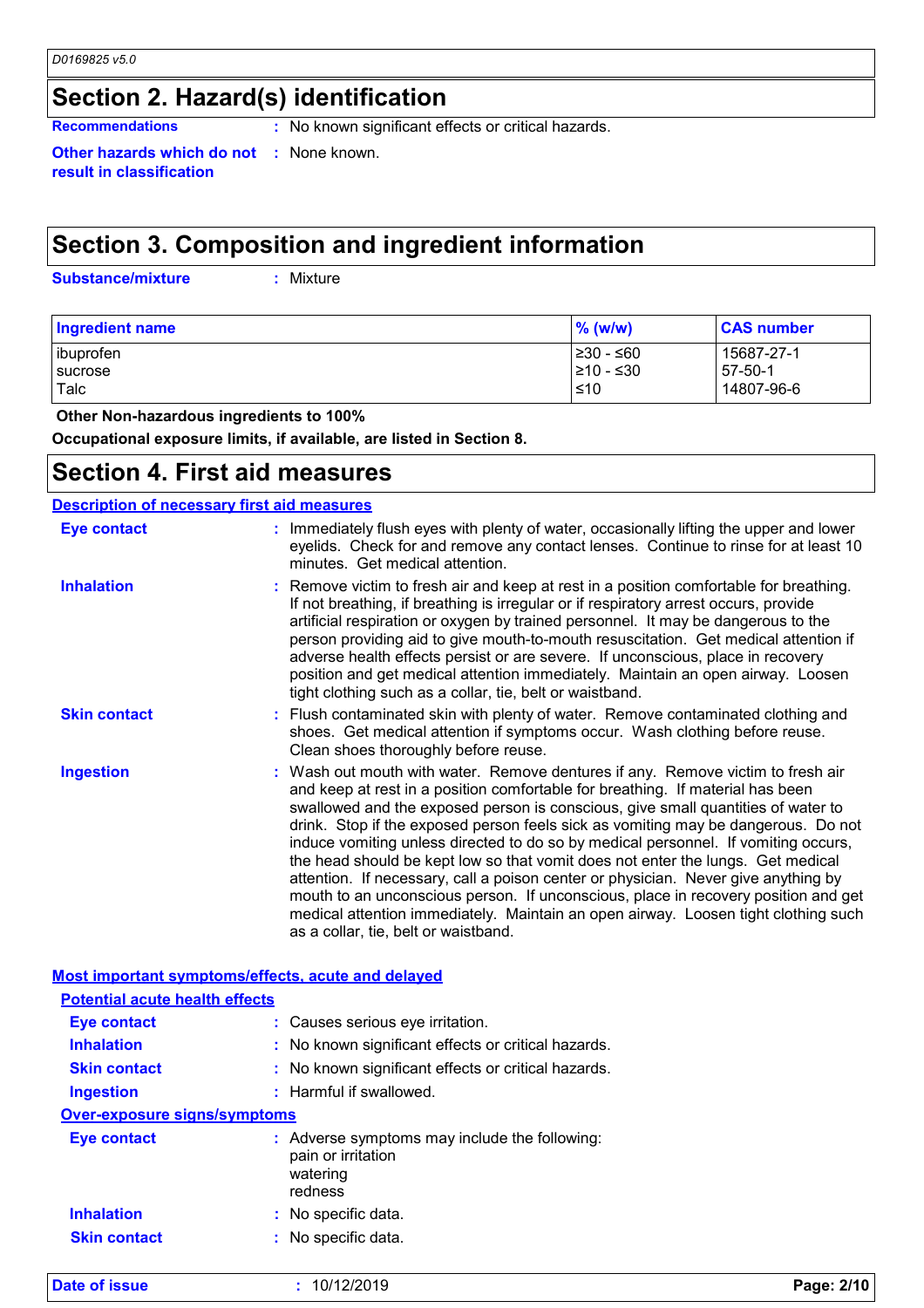## Section 2. Hazard(s) identification

**Recommendations** : No known significant effects or critical hazards.

**Other hazards which do not result in classification** : None known.

## Section 3. Composition and ingredient information

**Substance/mixture** : Mixture

| Ingredient name | % (w/w) | CAS number |
|---|---|---|
| ibuprofen | ≥30 - ≤60 | 15687-27-1 |
| sucrose | ≥10 - ≤30 | 57-50-1 |
| Talc | ≤10 | 14807-96-6 |

**Other Non-hazardous ingredients to 100%**

**Occupational exposure limits, if available, are listed in Section 8.**

## Section 4. First aid measures

### Description of necessary first aid measures

**Eye contact** : Immediately flush eyes with plenty of water, occasionally lifting the upper and lower eyelids. Check for and remove any contact lenses. Continue to rinse for at least 10 minutes. Get medical attention.

**Inhalation** : Remove victim to fresh air and keep at rest in a position comfortable for breathing. If not breathing, if breathing is irregular or if respiratory arrest occurs, provide artificial respiration or oxygen by trained personnel. It may be dangerous to the person providing aid to give mouth-to-mouth resuscitation. Get medical attention if adverse health effects persist or are severe. If unconscious, place in recovery position and get medical attention immediately. Maintain an open airway. Loosen tight clothing such as a collar, tie, belt or waistband.

**Skin contact** : Flush contaminated skin with plenty of water. Remove contaminated clothing and shoes. Get medical attention if symptoms occur. Wash clothing before reuse. Clean shoes thoroughly before reuse.

**Ingestion** : Wash out mouth with water. Remove dentures if any. Remove victim to fresh air and keep at rest in a position comfortable for breathing. If material has been swallowed and the exposed person is conscious, give small quantities of water to drink. Stop if the exposed person feels sick as vomiting may be dangerous. Do not induce vomiting unless directed to do so by medical personnel. If vomiting occurs, the head should be kept low so that vomit does not enter the lungs. Get medical attention. If necessary, call a poison center or physician. Never give anything by mouth to an unconscious person. If unconscious, place in recovery position and get medical attention immediately. Maintain an open airway. Loosen tight clothing such as a collar, tie, belt or waistband.

### Most important symptoms/effects, acute and delayed

#### Potential acute health effects

**Eye contact** : Causes serious eye irritation.

**Inhalation** : No known significant effects or critical hazards.

**Skin contact** : No known significant effects or critical hazards.

**Ingestion** : Harmful if swallowed.

#### Over-exposure signs/symptoms

**Eye contact** : Adverse symptoms may include the following:
pain or irritation
watering
redness

**Inhalation** : No specific data.

**Skin contact** : No specific data.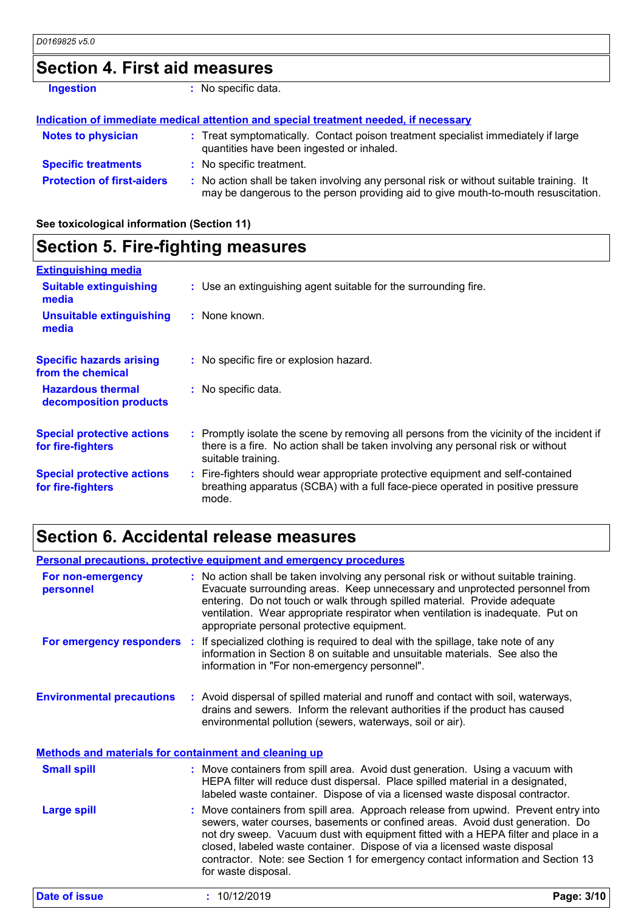## Section 4. First aid measures

**Ingestion** : No specific data.

**Indication of immediate medical attention and special treatment needed, if necessary**

**Notes to physician** : Treat symptomatically. Contact poison treatment specialist immediately if large quantities have been ingested or inhaled.

**Specific treatments** : No specific treatment.

**Protection of first-aiders** : No action shall be taken involving any personal risk or without suitable training. It may be dangerous to the person providing aid to give mouth-to-mouth resuscitation.

**See toxicological information (Section 11)**

## Section 5. Fire-fighting measures

**Extinguishing media**

**Suitable extinguishing media** : Use an extinguishing agent suitable for the surrounding fire.

**Unsuitable extinguishing media** : None known.

**Specific hazards arising from the chemical** : No specific fire or explosion hazard.

**Hazardous thermal decomposition products** : No specific data.

**Special protective actions for fire-fighters** : Promptly isolate the scene by removing all persons from the vicinity of the incident if there is a fire. No action shall be taken involving any personal risk or without suitable training.

**Special protective actions for fire-fighters** : Fire-fighters should wear appropriate protective equipment and self-contained breathing apparatus (SCBA) with a full face-piece operated in positive pressure mode.

## Section 6. Accidental release measures

**Personal precautions, protective equipment and emergency procedures**

**For non-emergency personnel** : No action shall be taken involving any personal risk or without suitable training. Evacuate surrounding areas. Keep unnecessary and unprotected personnel from entering. Do not touch or walk through spilled material. Provide adequate ventilation. Wear appropriate respirator when ventilation is inadequate. Put on appropriate personal protective equipment.

**For emergency responders** : If specialized clothing is required to deal with the spillage, take note of any information in Section 8 on suitable and unsuitable materials. See also the information in "For non-emergency personnel".

**Environmental precautions** : Avoid dispersal of spilled material and runoff and contact with soil, waterways, drains and sewers. Inform the relevant authorities if the product has caused environmental pollution (sewers, waterways, soil or air).

**Methods and materials for containment and cleaning up**

**Small spill** : Move containers from spill area. Avoid dust generation. Using a vacuum with HEPA filter will reduce dust dispersal. Place spilled material in a designated, labeled waste container. Dispose of via a licensed waste disposal contractor.

**Large spill** : Move containers from spill area. Approach release from upwind. Prevent entry into sewers, water courses, basements or confined areas. Avoid dust generation. Do not dry sweep. Vacuum dust with equipment fitted with a HEPA filter and place in a closed, labeled waste container. Dispose of via a licensed waste disposal contractor. Note: see Section 1 for emergency contact information and Section 13 for waste disposal.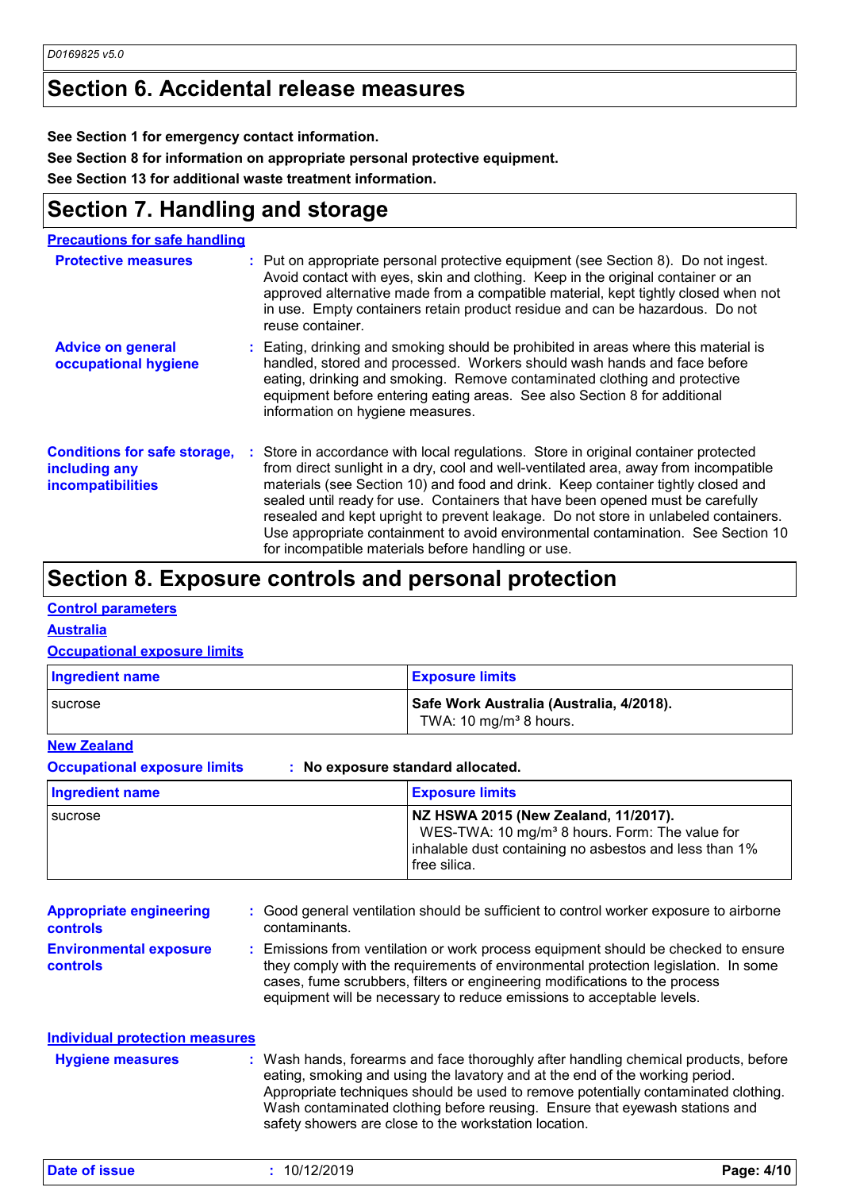## Section 6. Accidental release measures

**See Section 1 for emergency contact information.**

**See Section 8 for information on appropriate personal protective equipment.**

**See Section 13 for additional waste treatment information.**

## Section 7. Handling and storage

### Precautions for safe handling

**Protective measures** : Put on appropriate personal protective equipment (see Section 8). Do not ingest. Avoid contact with eyes, skin and clothing. Keep in the original container or an approved alternative made from a compatible material, kept tightly closed when not in use. Empty containers retain product residue and can be hazardous. Do not reuse container.

**Advice on general occupational hygiene** : Eating, drinking and smoking should be prohibited in areas where this material is handled, stored and processed. Workers should wash hands and face before eating, drinking and smoking. Remove contaminated clothing and protective equipment before entering eating areas. See also Section 8 for additional information on hygiene measures.

**Conditions for safe storage, including any incompatibilities** : Store in accordance with local regulations. Store in original container protected from direct sunlight in a dry, cool and well-ventilated area, away from incompatible materials (see Section 10) and food and drink. Keep container tightly closed and sealed until ready for use. Containers that have been opened must be carefully resealed and kept upright to prevent leakage. Do not store in unlabeled containers. Use appropriate containment to avoid environmental contamination. See Section 10 for incompatible materials before handling or use.

## Section 8. Exposure controls and personal protection

### Control parameters

#### Australia

**Occupational exposure limits**

| Ingredient name | Exposure limits |
| --- | --- |
| sucrose | **Safe Work Australia (Australia, 4/2018).** TWA: 10 mg/m³ 8 hours. |

#### New Zealand

**Occupational exposure limits** : **No exposure standard allocated.**

| Ingredient name | Exposure limits |
| --- | --- |
| sucrose | **NZ HSWA 2015 (New Zealand, 11/2017).** WES-TWA: 10 mg/m³ 8 hours. Form: The value for inhalable dust containing no asbestos and less than 1% free silica. |

**Appropriate engineering controls** : Good general ventilation should be sufficient to control worker exposure to airborne contaminants.

**Environmental exposure controls** : Emissions from ventilation or work process equipment should be checked to ensure they comply with the requirements of environmental protection legislation. In some cases, fume scrubbers, filters or engineering modifications to the process equipment will be necessary to reduce emissions to acceptable levels.

### Individual protection measures

**Hygiene measures** : Wash hands, forearms and face thoroughly after handling chemical products, before eating, smoking and using the lavatory and at the end of the working period. Appropriate techniques should be used to remove potentially contaminated clothing. Wash contaminated clothing before reusing. Ensure that eyewash stations and safety showers are close to the workstation location.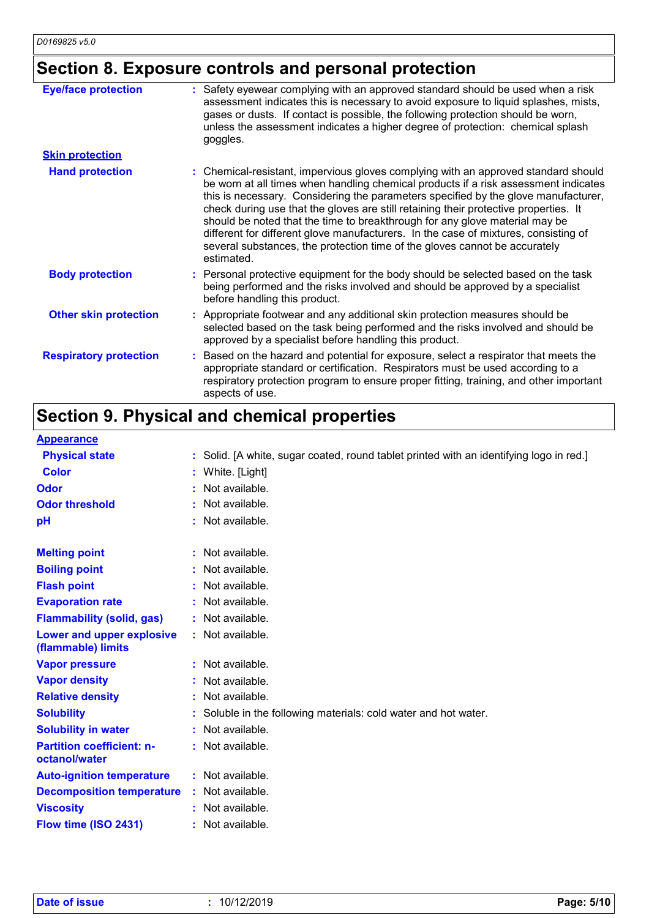## Section 8. Exposure controls and personal protection

| | |
|---|---|
| **Eye/face protection** | : Safety eyewear complying with an approved standard should be used when a risk assessment indicates this is necessary to avoid exposure to liquid splashes, mists, gases or dusts. If contact is possible, the following protection should be worn, unless the assessment indicates a higher degree of protection: chemical splash goggles. |
| **Skin protection** | |
| **Hand protection** | : Chemical-resistant, impervious gloves complying with an approved standard should be worn at all times when handling chemical products if a risk assessment indicates this is necessary. Considering the parameters specified by the glove manufacturer, check during use that the gloves are still retaining their protective properties. It should be noted that the time to breakthrough for any glove material may be different for different glove manufacturers. In the case of mixtures, consisting of several substances, the protection time of the gloves cannot be accurately estimated. |
| **Body protection** | : Personal protective equipment for the body should be selected based on the task being performed and the risks involved and should be approved by a specialist before handling this product. |
| **Other skin protection** | : Appropriate footwear and any additional skin protection measures should be selected based on the task being performed and the risks involved and should be approved by a specialist before handling this product. |
| **Respiratory protection** | : Based on the hazard and potential for exposure, select a respirator that meets the appropriate standard or certification. Respirators must be used according to a respiratory protection program to ensure proper fitting, training, and other important aspects of use. |

## Section 9. Physical and chemical properties

| | |
|---|---|
| **Appearance** | |
| **Physical state** | : Solid. [A white, sugar coated, round tablet printed with an identifying logo in red.] |
| **Color** | : White. [Light] |
| **Odor** | : Not available. |
| **Odor threshold** | : Not available. |
| **pH** | : Not available. |
| **Melting point** | : Not available. |
| **Boiling point** | : Not available. |
| **Flash point** | : Not available. |
| **Evaporation rate** | : Not available. |
| **Flammability (solid, gas)** | : Not available. |
| **Lower and upper explosive (flammable) limits** | : Not available. |
| **Vapor pressure** | : Not available. |
| **Vapor density** | : Not available. |
| **Relative density** | : Not available. |
| **Solubility** | : Soluble in the following materials: cold water and hot water. |
| **Solubility in water** | : Not available. |
| **Partition coefficient: n-octanol/water** | : Not available. |
| **Auto-ignition temperature** | : Not available. |
| **Decomposition temperature** | : Not available. |
| **Viscosity** | : Not available. |
| **Flow time (ISO 2431)** | : Not available. |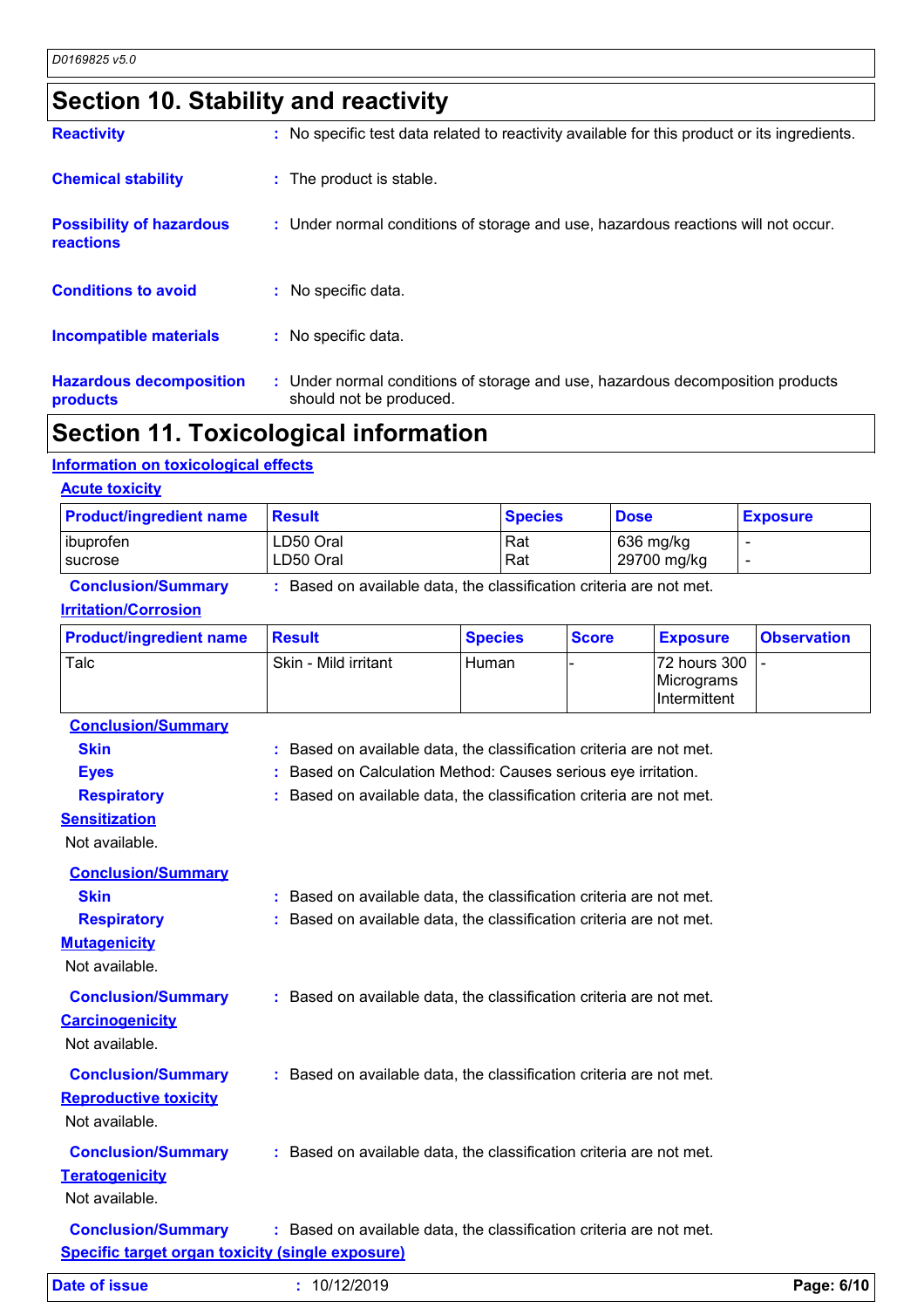## Section 10. Stability and reactivity

**Reactivity** : No specific test data related to reactivity available for this product or its ingredients.

**Chemical stability** : The product is stable.

**Possibility of hazardous reactions** : Under normal conditions of storage and use, hazardous reactions will not occur.

**Conditions to avoid** : No specific data.

**Incompatible materials** : No specific data.

**Hazardous decomposition products** : Under normal conditions of storage and use, hazardous decomposition products should not be produced.

## Section 11. Toxicological information

### Information on toxicological effects

#### Acute toxicity

| Product/ingredient name | Result | Species | Dose | Exposure |
|---|---|---|---|---|
| ibuprofen | LD50 Oral | Rat | 636 mg/kg | - |
| sucrose | LD50 Oral | Rat | 29700 mg/kg | - |

**Conclusion/Summary** : Based on available data, the classification criteria are not met.

#### Irritation/Corrosion

| Product/ingredient name | Result | Species | Score | Exposure | Observation |
|---|---|---|---|---|---|
| Talc | Skin - Mild irritant | Human | - | 72 hours 300 Micrograms Intermittent | - |

**Conclusion/Summary**

**Skin** : Based on available data, the classification criteria are not met.

**Eyes** : Based on Calculation Method: Causes serious eye irritation.

**Respiratory** : Based on available data, the classification criteria are not met.

#### Sensitization

Not available.

**Conclusion/Summary**

**Skin** : Based on available data, the classification criteria are not met.

**Respiratory** : Based on available data, the classification criteria are not met.

#### Mutagenicity

Not available.

**Conclusion/Summary** : Based on available data, the classification criteria are not met.

#### Carcinogenicity

Not available.

**Conclusion/Summary** : Based on available data, the classification criteria are not met.

#### Reproductive toxicity

Not available.

**Conclusion/Summary** : Based on available data, the classification criteria are not met.

#### Teratogenicity

Not available.

**Conclusion/Summary** : Based on available data, the classification criteria are not met.

#### Specific target organ toxicity (single exposure)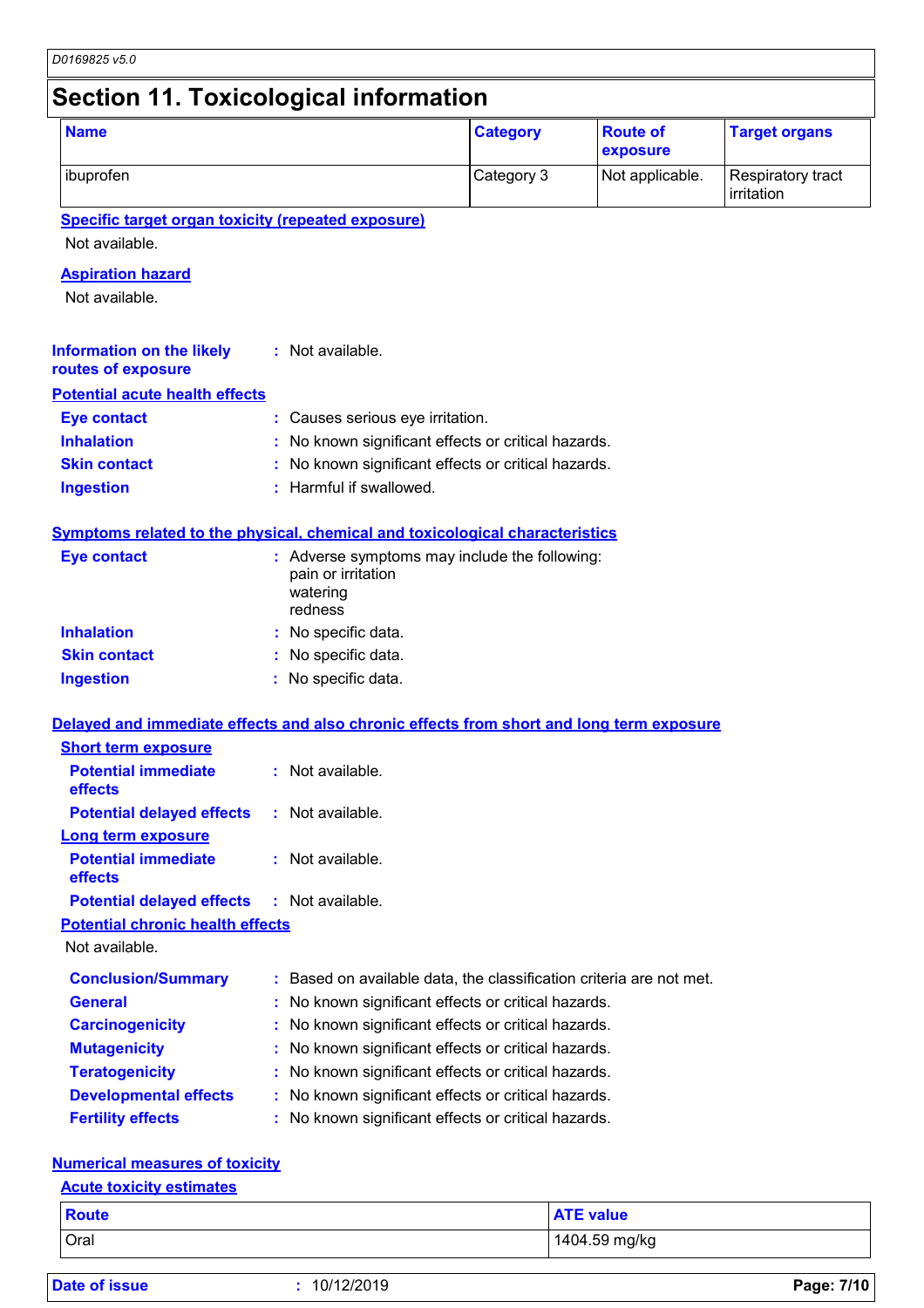# Section 11. Toxicological information

| Name | Category | Route of exposure | Target organs |
| --- | --- | --- | --- |
| ibuprofen | Category 3 | Not applicable. | Respiratory tract irritation |

**Specific target organ toxicity (repeated exposure)**

Not available.

**Aspiration hazard**

Not available.

**Information on the likely routes of exposure** : Not available.

**Potential acute health effects**

**Eye contact** : Causes serious eye irritation.

**Inhalation** : No known significant effects or critical hazards.

**Skin contact** : No known significant effects or critical hazards.

**Ingestion** : Harmful if swallowed.

**Symptoms related to the physical, chemical and toxicological characteristics**

**Eye contact** : Adverse symptoms may include the following:
pain or irritation
watering
redness

**Inhalation** : No specific data.

**Skin contact** : No specific data.

**Ingestion** : No specific data.

**Delayed and immediate effects and also chronic effects from short and long term exposure**

**Short term exposure**

**Potential immediate effects** : Not available.

**Potential delayed effects** : Not available.

**Long term exposure**

**Potential immediate effects** : Not available.

**Potential delayed effects** : Not available.

**Potential chronic health effects**

Not available.

**Conclusion/Summary** : Based on available data, the classification criteria are not met.

**General** : No known significant effects or critical hazards.

**Carcinogenicity** : No known significant effects or critical hazards.

**Mutagenicity** : No known significant effects or critical hazards.

**Teratogenicity** : No known significant effects or critical hazards.

**Developmental effects** : No known significant effects or critical hazards.

**Fertility effects** : No known significant effects or critical hazards.

**Numerical measures of toxicity**

**Acute toxicity estimates**

| Route | ATE value |
| --- | --- |
| Oral | 1404.59 mg/kg |

**Date of issue** : 10/12/2019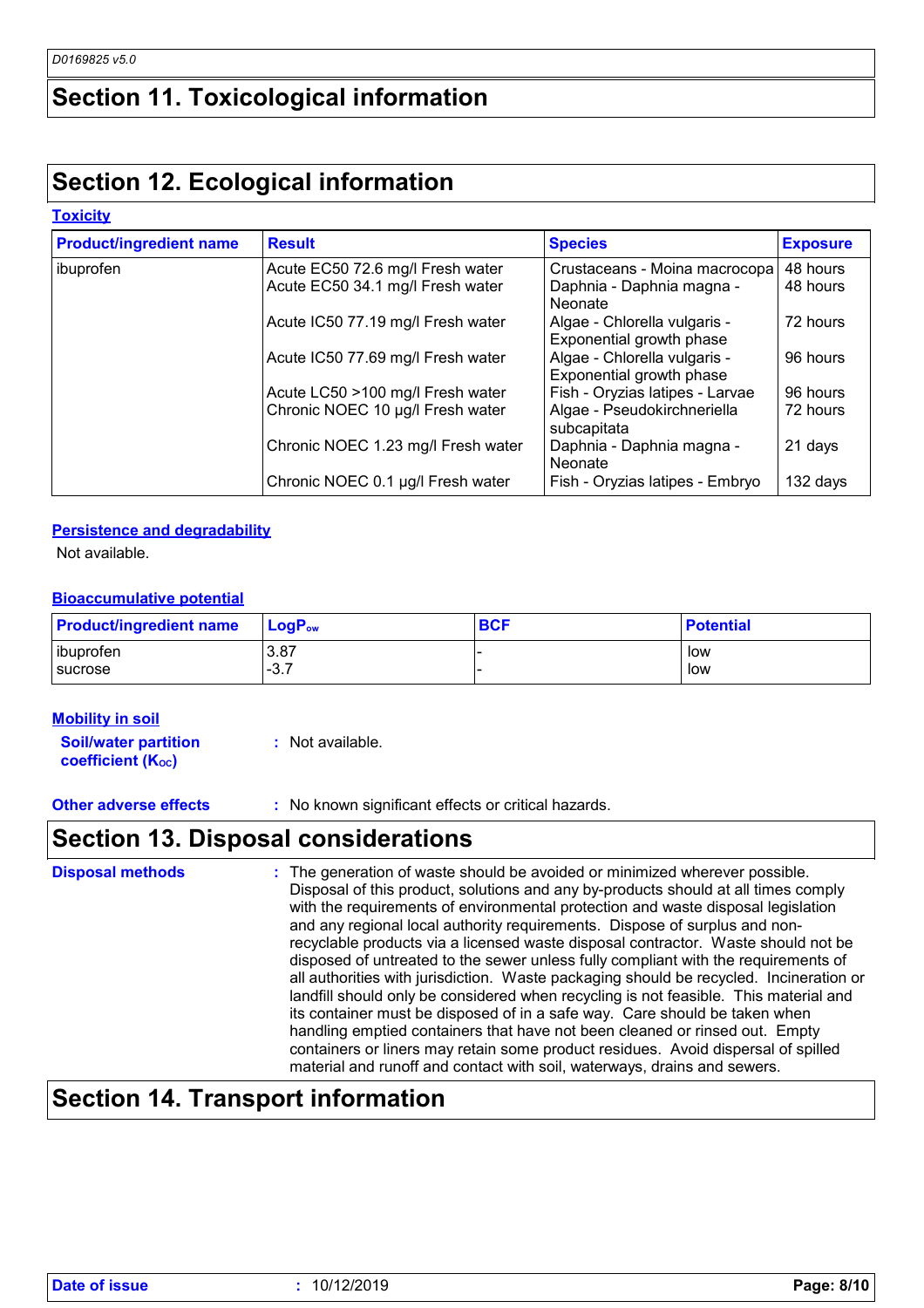## Section 11. Toxicological information

## Section 12. Ecological information

### Toxicity

| Product/ingredient name | Result | Species | Exposure |
|---|---|---|---|
| ibuprofen | Acute EC50 72.6 mg/l Fresh water | Crustaceans - Moina macrocopa | 48 hours |
| | Acute EC50 34.1 mg/l Fresh water | Daphnia - Daphnia magna - Neonate | 48 hours |
| | Acute IC50 77.19 mg/l Fresh water | Algae - Chlorella vulgaris - Exponential growth phase | 72 hours |
| | Acute IC50 77.69 mg/l Fresh water | Algae - Chlorella vulgaris - Exponential growth phase | 96 hours |
| | Acute LC50 >100 mg/l Fresh water | Fish - Oryzias latipes - Larvae | 96 hours |
| | Chronic NOEC 10 µg/l Fresh water | Algae - Pseudokirchneriella subcapitata | 72 hours |
| | Chronic NOEC 1.23 mg/l Fresh water | Daphnia - Daphnia magna - Neonate | 21 days |
| | Chronic NOEC 0.1 µg/l Fresh water | Fish - Oryzias latipes - Embryo | 132 days |

### Persistence and degradability

Not available.

### Bioaccumulative potential

| Product/ingredient name | $LogP_{ow}$ | BCF | Potential |
|---|---|---|---|
| ibuprofen | 3.87 | - | low |
| sucrose | -3.7 | - | low |

### Mobility in soil

**Soil/water partition coefficient ($K_{OC}$)** : Not available.

**Other adverse effects** : No known significant effects or critical hazards.

## Section 13. Disposal considerations

**Disposal methods** : The generation of waste should be avoided or minimized wherever possible. Disposal of this product, solutions and any by-products should at all times comply with the requirements of environmental protection and waste disposal legislation and any regional local authority requirements. Dispose of surplus and non-recyclable products via a licensed waste disposal contractor. Waste should not be disposed of untreated to the sewer unless fully compliant with the requirements of all authorities with jurisdiction. Waste packaging should be recycled. Incineration or landfill should only be considered when recycling is not feasible. This material and its container must be disposed of in a safe way. Care should be taken when handling emptied containers that have not been cleaned or rinsed out. Empty containers or liners may retain some product residues. Avoid dispersal of spilled material and runoff and contact with soil, waterways, drains and sewers.

## Section 14. Transport information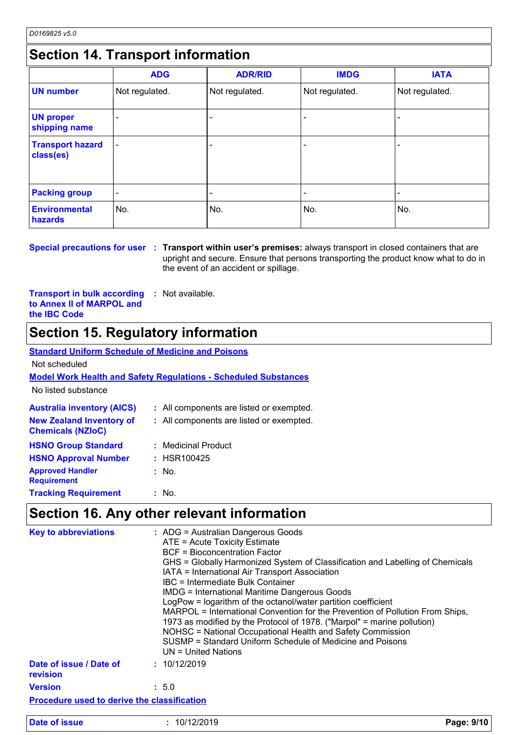## Section 14. Transport information

| | ADG | ADR/RID | IMDG | IATA |
|---|---|---|---|---|
| **UN number** | Not regulated. | Not regulated. | Not regulated. | Not regulated. |
| **UN proper shipping name** | - | - | - | - |
| **Transport hazard class(es)** | - | - | - | - |
| **Packing group** | - | - | - | - |
| **Environmental hazards** | No. | No. | No. | No. |

**Special precautions for user** : **Transport within user's premises:** always transport in closed containers that are upright and secure. Ensure that persons transporting the product know what to do in the event of an accident or spillage.

**Transport in bulk according to Annex II of MARPOL and the IBC Code** : Not available.

## Section 15. Regulatory information

**Standard Uniform Schedule of Medicine and Poisons**

Not scheduled

**Model Work Health and Safety Regulations - Scheduled Substances**

No listed substance

**Australia inventory (AICS)** : All components are listed or exempted.

**New Zealand Inventory of Chemicals (NZIoC)** : All components are listed or exempted.

**HSNO Group Standard** : Medicinal Product

**HSNO Approval Number** : HSR100425

**Approved Handler Requirement** : No.

**Tracking Requirement** : No.

## Section 16. Any other relevant information

**Key to abbreviations** :
ADG = Australian Dangerous Goods
ATE = Acute Toxicity Estimate
BCF = Bioconcentration Factor
GHS = Globally Harmonized System of Classification and Labelling of Chemicals
IATA = International Air Transport Association
IBC = Intermediate Bulk Container
IMDG = International Maritime Dangerous Goods
LogPow = logarithm of the octanol/water partition coefficient
MARPOL = International Convention for the Prevention of Pollution From Ships, 1973 as modified by the Protocol of 1978. ("Marpol" = marine pollution)
NOHSC = National Occupational Health and Safety Commission
SUSMP = Standard Uniform Schedule of Medicine and Poisons
UN = United Nations

**Date of issue / Date of revision** : 10/12/2019

**Version** : 5.0

**Procedure used to derive the classification**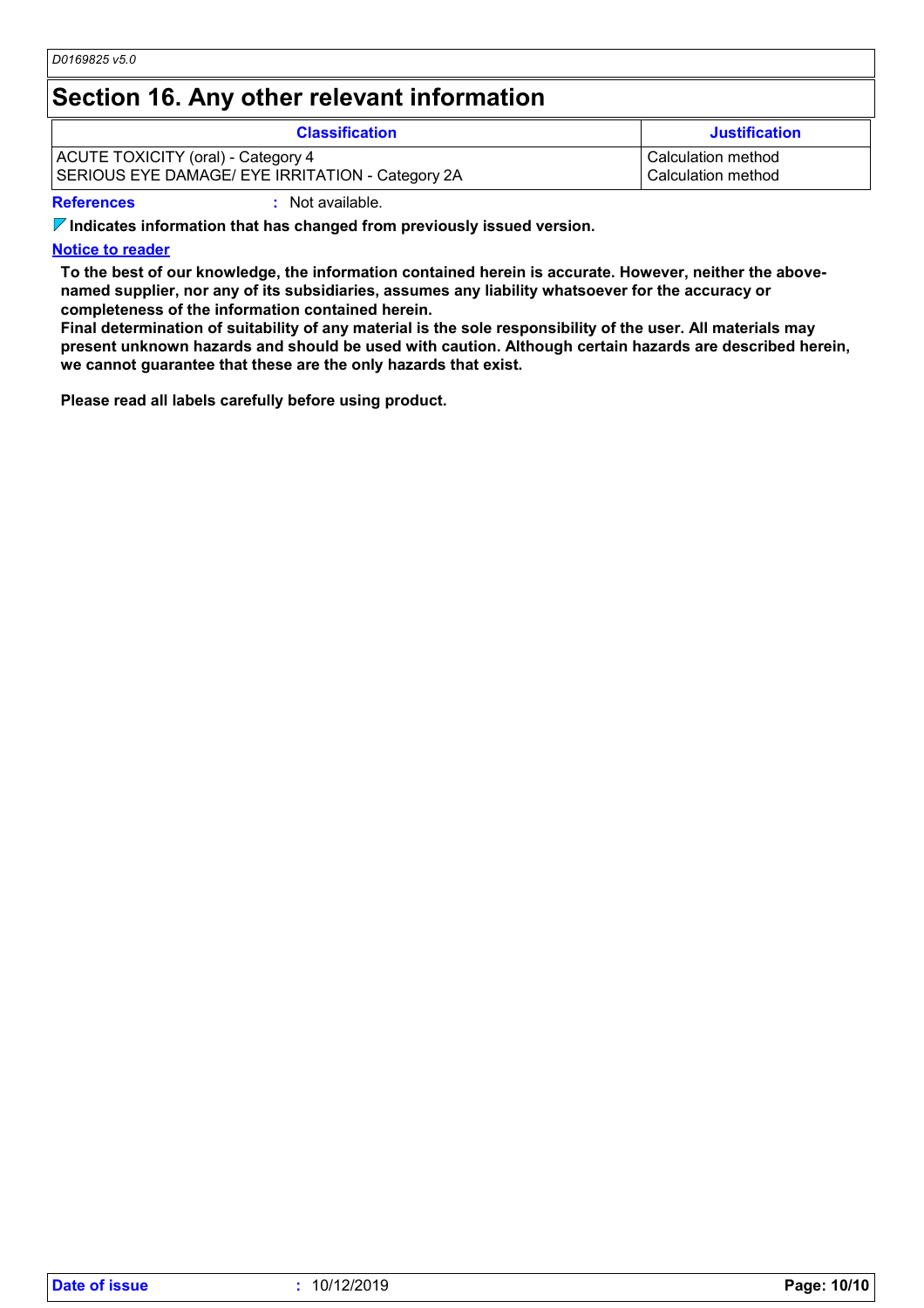## Section 16. Any other relevant information

| Classification | Justification |
| --- | --- |
| ACUTE TOXICITY (oral) - Category 4 | Calculation method |
| SERIOUS EYE DAMAGE/ EYE IRRITATION - Category 2A | Calculation method |

**References** : Not available.

**Indicates information that has changed from previously issued version.**

**Notice to reader**

**To the best of our knowledge, the information contained herein is accurate. However, neither the above-named supplier, nor any of its subsidiaries, assumes any liability whatsoever for the accuracy or completeness of the information contained herein.**
**Final determination of suitability of any material is the sole responsibility of the user. All materials may present unknown hazards and should be used with caution. Although certain hazards are described herein, we cannot guarantee that these are the only hazards that exist.**

**Please read all labels carefully before using product.**